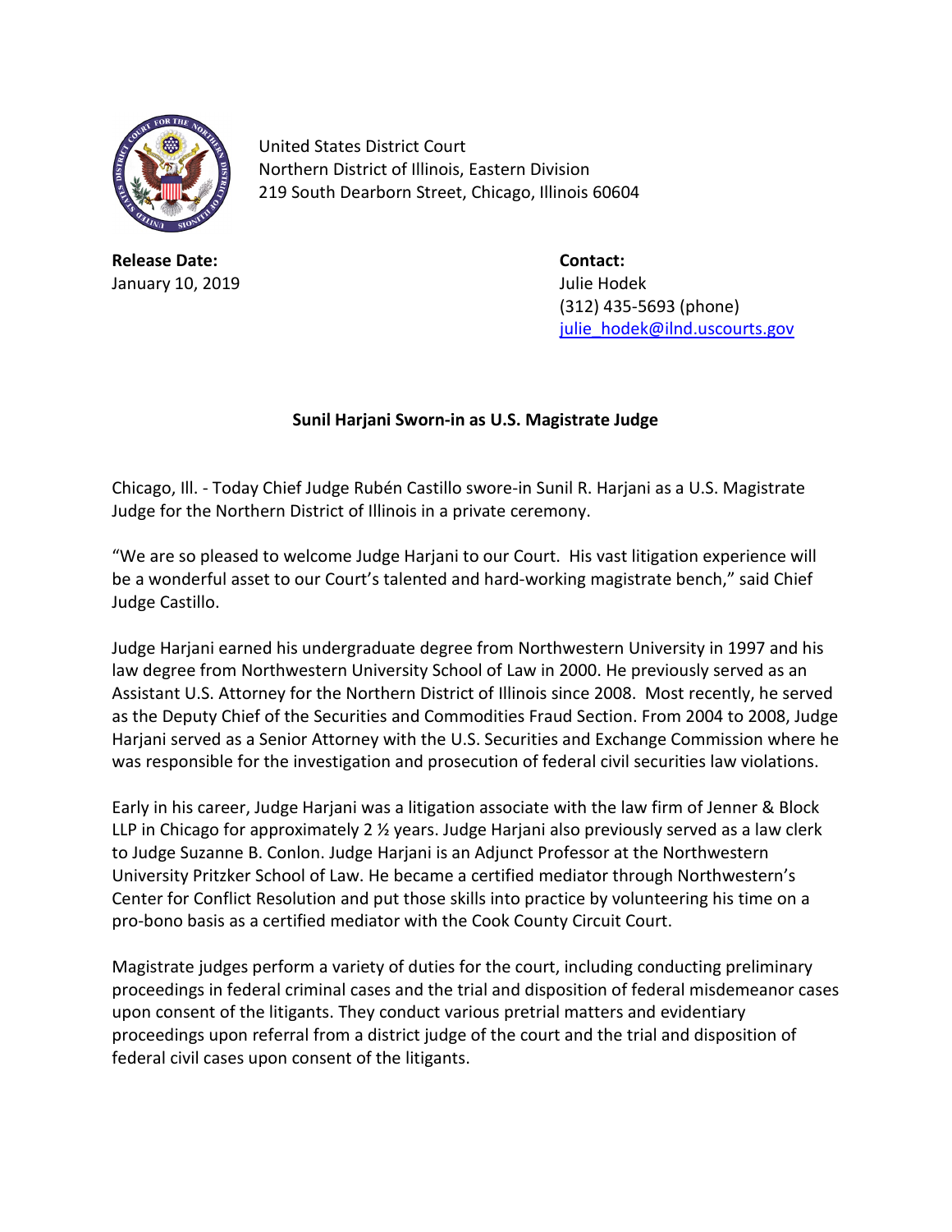United States District Court
Northern District of Illinois, Eastern Division
219 South Dearborn Street, Chicago, Illinois 60604

**Release Date:**
January 10, 2019

**Contact:**
Julie Hodek
(312) 435-5693 (phone)
julie_hodek@ilnd.uscourts.gov

**Sunil Harjani Sworn-in as U.S. Magistrate Judge**

Chicago, Ill. - Today Chief Judge Rubén Castillo swore-in Sunil R. Harjani as a U.S. Magistrate Judge for the Northern District of Illinois in a private ceremony.

"We are so pleased to welcome Judge Harjani to our Court. His vast litigation experience will be a wonderful asset to our Court's talented and hard-working magistrate bench," said Chief Judge Castillo.

Judge Harjani earned his undergraduate degree from Northwestern University in 1997 and his law degree from Northwestern University School of Law in 2000. He previously served as an Assistant U.S. Attorney for the Northern District of Illinois since 2008. Most recently, he served as the Deputy Chief of the Securities and Commodities Fraud Section. From 2004 to 2008, Judge Harjani served as a Senior Attorney with the U.S. Securities and Exchange Commission where he was responsible for the investigation and prosecution of federal civil securities law violations.

Early in his career, Judge Harjani was a litigation associate with the law firm of Jenner & Block LLP in Chicago for approximately 2 ½ years. Judge Harjani also previously served as a law clerk to Judge Suzanne B. Conlon. Judge Harjani is an Adjunct Professor at the Northwestern University Pritzker School of Law. He became a certified mediator through Northwestern's Center for Conflict Resolution and put those skills into practice by volunteering his time on a pro-bono basis as a certified mediator with the Cook County Circuit Court.

Magistrate judges perform a variety of duties for the court, including conducting preliminary proceedings in federal criminal cases and the trial and disposition of federal misdemeanor cases upon consent of the litigants. They conduct various pretrial matters and evidentiary proceedings upon referral from a district judge of the court and the trial and disposition of federal civil cases upon consent of the litigants.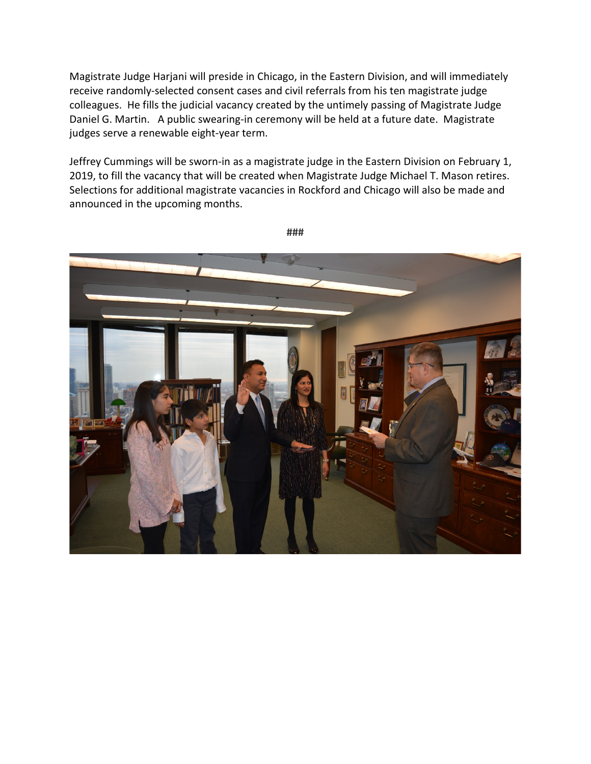Magistrate Judge Harjani will preside in Chicago, in the Eastern Division, and will immediately receive randomly-selected consent cases and civil referrals from his ten magistrate judge colleagues. He fills the judicial vacancy created by the untimely passing of Magistrate Judge Daniel G. Martin. A public swearing-in ceremony will be held at a future date. Magistrate judges serve a renewable eight-year term.

Jeffrey Cummings will be sworn-in as a magistrate judge in the Eastern Division on February 1, 2019, to fill the vacancy that will be created when Magistrate Judge Michael T. Mason retires. Selections for additional magistrate vacancies in Rockford and Chicago will also be made and announced in the upcoming months.

###